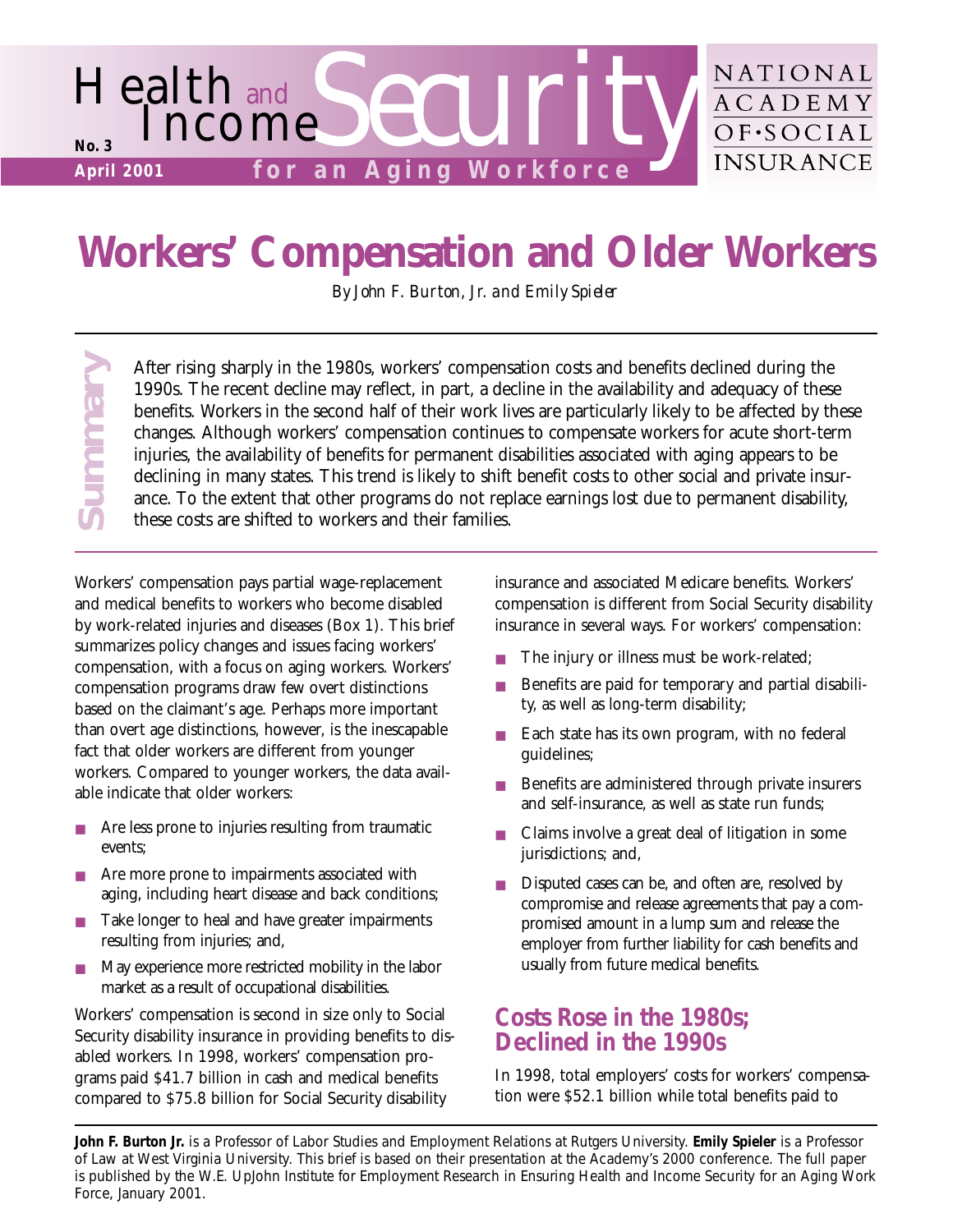Health and Income Security for an Aging Workforce

No. 3
April 2001

NATIONAL ACADEMY OF SOCIAL INSURANCE

# Workers' Compensation and Older Workers

*By John F. Burton, Jr. and Emily Spieler*

**Summary**

After rising sharply in the 1980s, workers' compensation costs and benefits declined during the 1990s. The recent decline may reflect, in part, a decline in the availability and adequacy of these benefits. Workers in the second half of their work lives are particularly likely to be affected by these changes. Although workers' compensation continues to compensate workers for acute short-term injuries, the availability of benefits for permanent disabilities associated with aging appears to be declining in many states. This trend is likely to shift benefit costs to other social and private insurance. To the extent that other programs do not replace earnings lost due to permanent disability, these costs are shifted to workers and their families.

Workers' compensation pays partial wage-replacement and medical benefits to workers who become disabled by work-related injuries and diseases (Box 1). This brief summarizes policy changes and issues facing workers' compensation, with a focus on aging workers. Workers' compensation programs draw few overt distinctions based on the claimant's age. Perhaps more important than overt age distinctions, however, is the inescapable fact that older workers are different from younger workers. Compared to younger workers, the data available indicate that older workers:

- Are less prone to injuries resulting from traumatic events;
- Are more prone to impairments associated with aging, including heart disease and back conditions;
- Take longer to heal and have greater impairments resulting from injuries; and,
- May experience more restricted mobility in the labor market as a result of occupational disabilities.

Workers' compensation is second in size only to Social Security disability insurance in providing benefits to disabled workers. In 1998, workers' compensation programs paid $41.7 billion in cash and medical benefits compared to $75.8 billion for Social Security disability insurance and associated Medicare benefits. Workers' compensation is different from Social Security disability insurance in several ways. For workers' compensation:

- The injury or illness must be work-related;
- Benefits are paid for temporary and partial disability, as well as long-term disability;
- Each state has its own program, with no federal guidelines;
- Benefits are administered through private insurers and self-insurance, as well as state run funds;
- Claims involve a great deal of litigation in some jurisdictions; and,
- Disputed cases can be, and often are, resolved by compromise and release agreements that pay a compromised amount in a lump sum and release the employer from further liability for cash benefits and usually from future medical benefits.

## Costs Rose in the 1980s; Declined in the 1990s

In 1998, total employers' costs for workers' compensation were $52.1 billion while total benefits paid to

**John F. Burton Jr.** is a Professor of Labor Studies and Employment Relations at Rutgers University. **Emily Spieler** is a Professor of Law at West Virginia University. This brief is based on their presentation at the Academy's 2000 conference. The full paper is published by the W.E. UpJohn Institute for Employment Research in Ensuring Health and Income Security for an Aging Work Force, January 2001.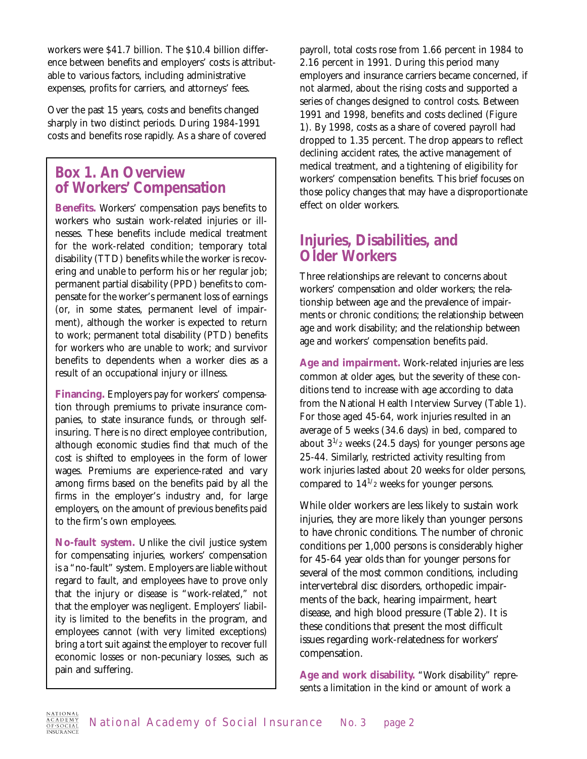workers were $41.7 billion. The $10.4 billion difference between benefits and employers' costs is attributable to various factors, including administrative expenses, profits for carriers, and attorneys' fees.

Over the past 15 years, costs and benefits changed sharply in two distinct periods. During 1984-1991 costs and benefits rose rapidly. As a share of covered payroll, total costs rose from 1.66 percent in 1984 to 2.16 percent in 1991. During this period many employers and insurance carriers became concerned, if not alarmed, about the rising costs and supported a series of changes designed to control costs. Between 1991 and 1998, benefits and costs declined (Figure 1). By 1998, costs as a share of covered payroll had dropped to 1.35 percent. The drop appears to reflect declining accident rates, the active management of medical treatment, and a tightening of eligibility for workers' compensation benefits. This brief focuses on those policy changes that may have a disproportionate effect on older workers.

## Box 1. An Overview of Workers' Compensation

**Benefits.** Workers' compensation pays benefits to workers who sustain work-related injuries or illnesses. These benefits include medical treatment for the work-related condition; temporary total disability (TTD) benefits while the worker is recovering and unable to perform his or her regular job; permanent partial disability (PPD) benefits to compensate for the worker's permanent loss of earnings (or, in some states, permanent level of impairment), although the worker is expected to return to work; permanent total disability (PTD) benefits for workers who are unable to work; and survivor benefits to dependents when a worker dies as a result of an occupational injury or illness.

**Financing.** Employers pay for workers' compensation through premiums to private insurance companies, to state insurance funds, or through self-insuring. There is no direct employee contribution, although economic studies find that much of the cost is shifted to employees in the form of lower wages. Premiums are experience-rated and vary among firms based on the benefits paid by all the firms in the employer's industry and, for large employers, on the amount of previous benefits paid to the firm's own employees.

**No-fault system.** Unlike the civil justice system for compensating injuries, workers' compensation is a "no-fault" system. Employers are liable without regard to fault, and employees have to prove only that the injury or disease is "work-related," not that the employer was negligent. Employers' liability is limited to the benefits in the program, and employees cannot (with very limited exceptions) bring a tort suit against the employer to recover full economic losses or non-pecuniary losses, such as pain and suffering.

## Injuries, Disabilities, and Older Workers

Three relationships are relevant to concerns about workers' compensation and older workers; the relationship between age and the prevalence of impairments or chronic conditions; the relationship between age and work disability; and the relationship between age and workers' compensation benefits paid.

**Age and impairment.** Work-related injuries are less common at older ages, but the severity of these conditions tend to increase with age according to data from the National Health Interview Survey (Table 1). For those aged 45-64, work injuries resulted in an average of 5 weeks (34.6 days) in bed, compared to about $3^{1/2}$ weeks (24.5 days) for younger persons age 25-44. Similarly, restricted activity resulting from work injuries lasted about 20 weeks for older persons, compared to $14^{1/2}$ weeks for younger persons.

While older workers are less likely to sustain work injuries, they are more likely than younger persons to have chronic conditions. The number of chronic conditions per 1,000 persons is considerably higher for 45-64 year olds than for younger persons for several of the most common conditions, including intervertebral disc disorders, orthopedic impairments of the back, hearing impairment, heart disease, and high blood pressure (Table 2). It is these conditions that present the most difficult issues regarding work-relatedness for workers' compensation.

**Age and work disability.** "Work disability" represents a limitation in the kind or amount of work a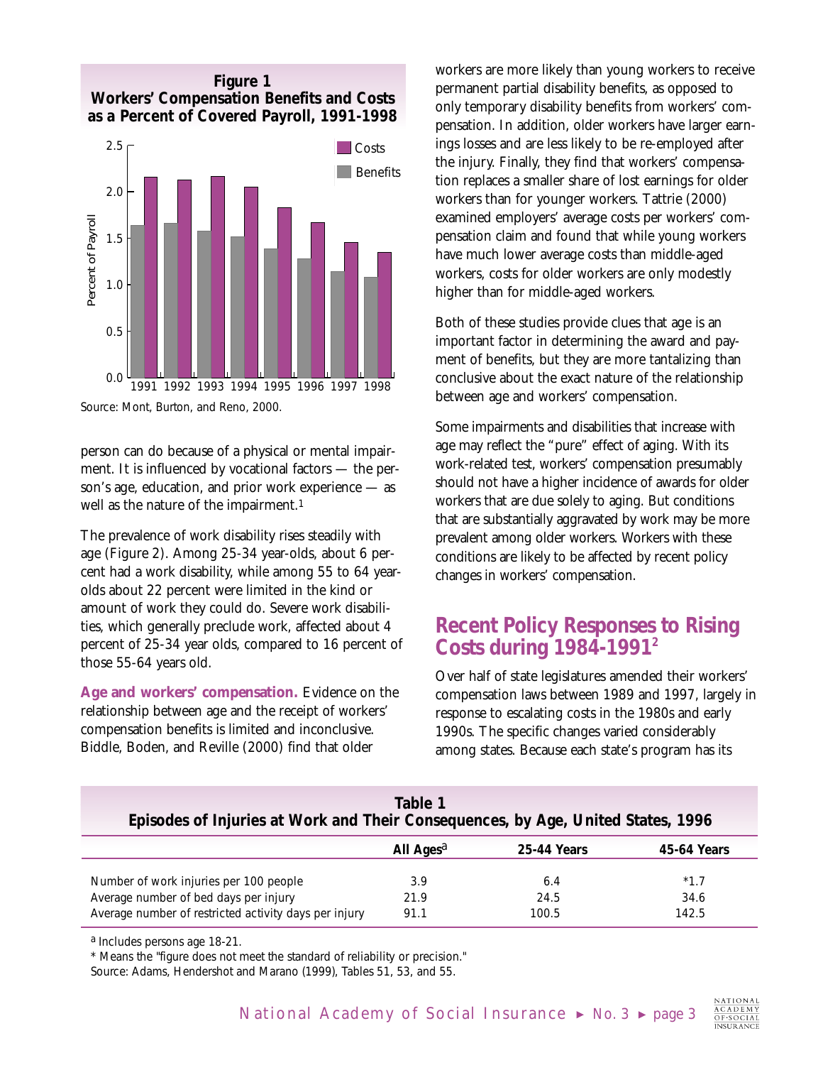**Figure 1**
**Workers' Compensation Benefits and Costs as a Percent of Covered Payroll, 1991-1998**

Source: Mont, Burton, and Reno, 2000.

person can do because of a physical or mental impairment. It is influenced by vocational factors — the person's age, education, and prior work experience — as well as the nature of the impairment.[1]

The prevalence of work disability rises steadily with age (Figure 2). Among 25-34 year-olds, about 6 percent had a work disability, while among 55 to 64 year-olds about 22 percent were limited in the kind or amount of work they could do. Severe work disabilities, which generally preclude work, affected about 4 percent of 25-34 year olds, compared to 16 percent of those 55-64 years old.

**Age and workers' compensation.** Evidence on the relationship between age and the receipt of workers' compensation benefits is limited and inconclusive. Biddle, Boden, and Reville (2000) find that older workers are more likely than young workers to receive permanent partial disability benefits, as opposed to only temporary disability benefits from workers' compensation. In addition, older workers have larger earnings losses and are less likely to be re-employed after the injury. Finally, they find that workers' compensation replaces a smaller share of lost earnings for older workers than for younger workers. Tattrie (2000) examined employers' average costs per workers' compensation claim and found that while young workers have much lower average costs than middle-aged workers, costs for older workers are only modestly higher than for middle-aged workers.

Both of these studies provide clues that age is an important factor in determining the award and payment of benefits, but they are more tantalizing than conclusive about the exact nature of the relationship between age and workers' compensation.

Some impairments and disabilities that increase with age may reflect the "pure" effect of aging. With its work-related test, workers' compensation presumably should not have a higher incidence of awards for older workers that are due solely to aging. But conditions that are substantially aggravated by work may be more prevalent among older workers. Workers with these conditions are likely to be affected by recent policy changes in workers' compensation.

## Recent Policy Responses to Rising Costs during 1984-1991[2]

Over half of state legislatures amended their workers' compensation laws between 1989 and 1997, largely in response to escalating costs in the 1980s and early 1990s. The specific changes varied considerably among states. Because each state's program has its

**Table 1**
**Episodes of Injuries at Work and Their Consequences, by Age, United States, 1996**

| | All Ages[a] | 25-44 Years | 45-64 Years |
|---|---|---|---|
| Number of work injuries per 100 people | 3.9 | 6.4 | *1.7 |
| Average number of bed days per injury | 21.9 | 24.5 | 34.6 |
| Average number of restricted activity days per injury | 91.1 | 100.5 | 142.5 |

[a] Includes persons age 18-21.

* Means the "figure does not meet the standard of reliability or precision."

Source: Adams, Hendershot and Marano (1999), Tables 51, 53, and 55.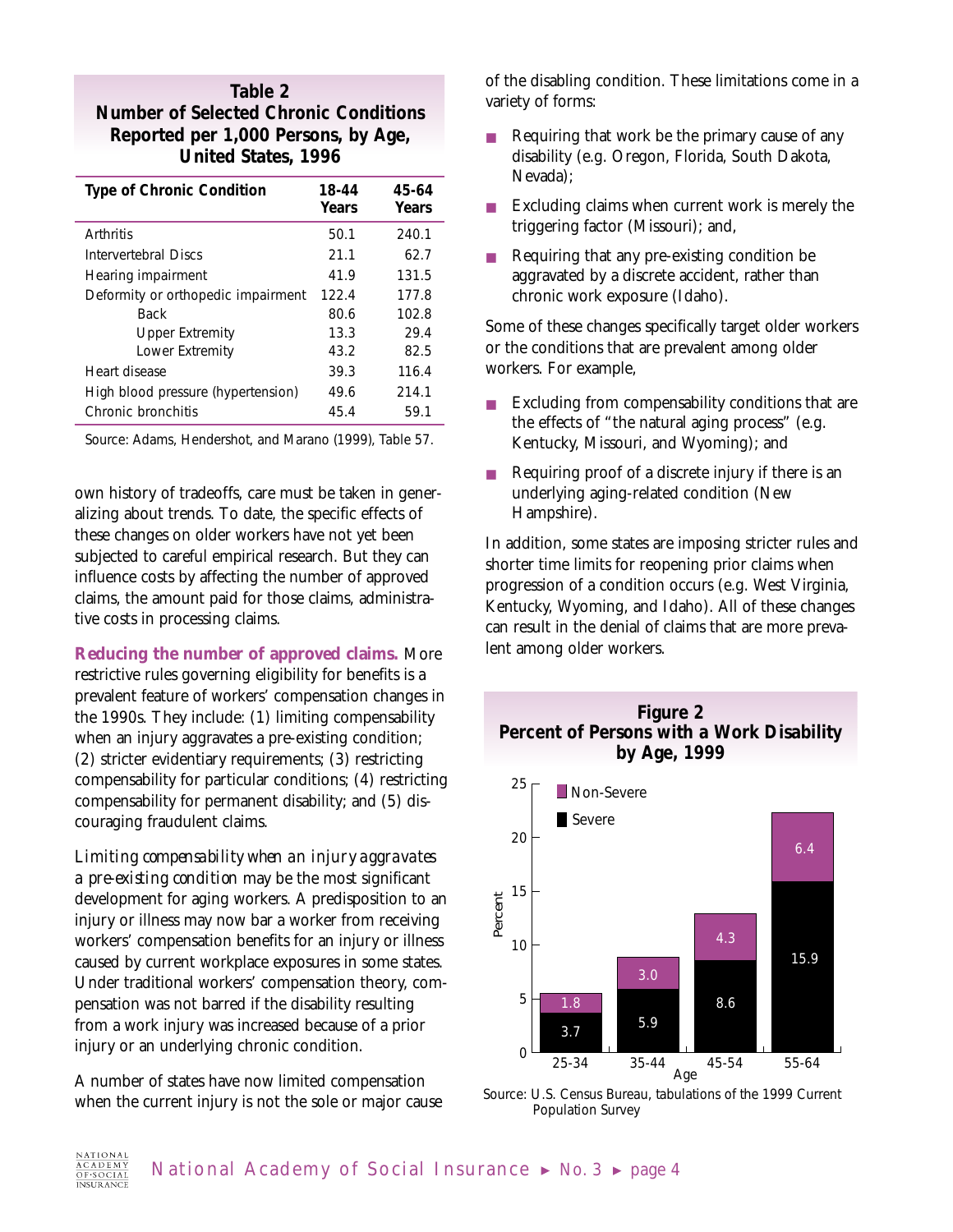**Table 2**
**Number of Selected Chronic Conditions Reported per 1,000 Persons, by Age, United States, 1996**

| Type of Chronic Condition | 18-44 Years | 45-64 Years |
|---|---|---|
| Arthritis | 50.1 | 240.1 |
| Intervertebral Discs | 21.1 | 62.7 |
| Hearing impairment | 41.9 | 131.5 |
| Deformity or orthopedic impairment | 122.4 | 177.8 |
| Back | 80.6 | 102.8 |
| Upper Extremity | 13.3 | 29.4 |
| Lower Extremity | 43.2 | 82.5 |
| Heart disease | 39.3 | 116.4 |
| High blood pressure (hypertension) | 49.6 | 214.1 |
| Chronic bronchitis | 45.4 | 59.1 |

Source: Adams, Hendershot, and Marano (1999), Table 57.

own history of tradeoffs, care must be taken in generalizing about trends. To date, the specific effects of these changes on older workers have not yet been subjected to careful empirical research. But they can influence costs by affecting the number of approved claims, the amount paid for those claims, administrative costs in processing claims.

**Reducing the number of approved claims.** More restrictive rules governing eligibility for benefits is a prevalent feature of workers' compensation changes in the 1990s. They include: (1) limiting compensability when an injury aggravates a pre-existing condition; (2) stricter evidentiary requirements; (3) restricting compensability for particular conditions; (4) restricting compensability for permanent disability; and (5) discouraging fraudulent claims.

*Limiting compensability when an injury aggravates a pre-existing condition* may be the most significant development for aging workers. A predisposition to an injury or illness may now bar a worker from receiving workers' compensation benefits for an injury or illness caused by current workplace exposures in some states. Under traditional workers' compensation theory, compensation was not barred if the disability resulting from a work injury was increased because of a prior injury or an underlying chronic condition.

A number of states have now limited compensation when the current injury is not the sole or major cause of the disabling condition. These limitations come in a variety of forms:

- Requiring that work be the primary cause of any disability (e.g. Oregon, Florida, South Dakota, Nevada);
- Excluding claims when current work is merely the triggering factor (Missouri); and,
- Requiring that any pre-existing condition be aggravated by a discrete accident, rather than chronic work exposure (Idaho).

Some of these changes specifically target older workers or the conditions that are prevalent among older workers. For example,

- Excluding from compensability conditions that are the effects of "the natural aging process" (e.g. Kentucky, Missouri, and Wyoming); and
- Requiring proof of a discrete injury if there is an underlying aging-related condition (New Hampshire).

In addition, some states are imposing stricter rules and shorter time limits for reopening prior claims when progression of a condition occurs (e.g. West Virginia, Kentucky, Wyoming, and Idaho). All of these changes can result in the denial of claims that are more prevalent among older workers.

**Figure 2**
**Percent of Persons with a Work Disability by Age, 1999**

| Age | Severe | Non-Severe |
|---|---|---|
| 25-34 | 3.7 | 1.8 |
| 35-44 | 5.9 | 3.0 |
| 45-54 | 8.6 | 4.3 |
| 55-64 | 15.9 | 6.4 |

Source: U.S. Census Bureau, tabulations of the 1999 Current Population Survey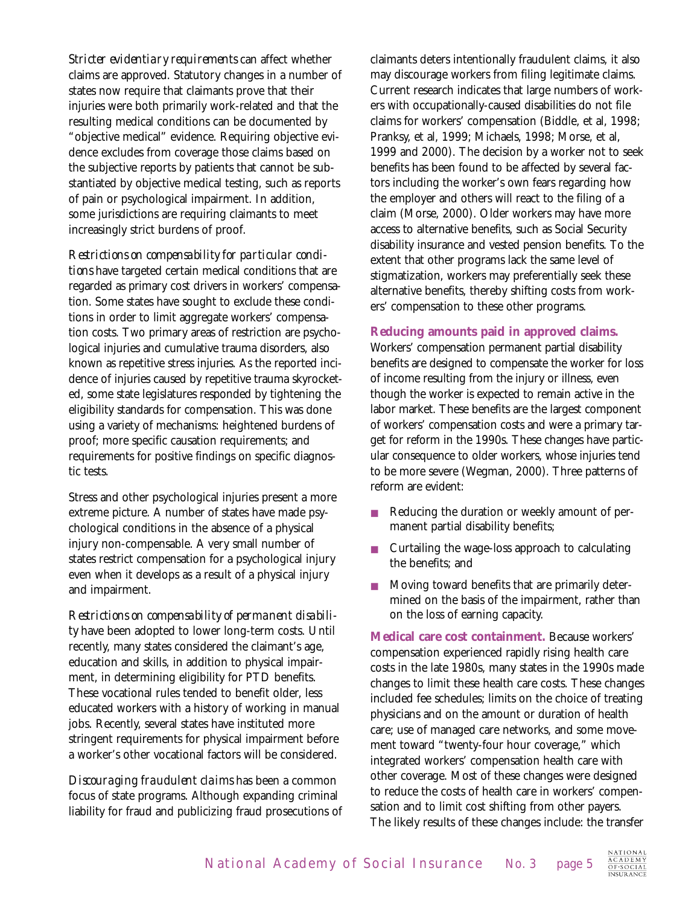*Stricter evidentiary requirements* can affect whether claims are approved. Statutory changes in a number of states now require that claimants prove that their injuries were both primarily work-related and that the resulting medical conditions can be documented by "objective medical" evidence. Requiring objective evidence excludes from coverage those claims based on the subjective reports by patients that cannot be substantiated by objective medical testing, such as reports of pain or psychological impairment. In addition, some jurisdictions are requiring claimants to meet increasingly strict burdens of proof.

*Restrictions on compensability for particular conditions* have targeted certain medical conditions that are regarded as primary cost drivers in workers' compensation. Some states have sought to exclude these conditions in order to limit aggregate workers' compensation costs. Two primary areas of restriction are psychological injuries and cumulative trauma disorders, also known as repetitive stress injuries. As the reported incidence of injuries caused by repetitive trauma skyrocketed, some state legislatures responded by tightening the eligibility standards for compensation. This was done using a variety of mechanisms: heightened burdens of proof; more specific causation requirements; and requirements for positive findings on specific diagnostic tests.

Stress and other psychological injuries present a more extreme picture. A number of states have made psychological conditions in the absence of a physical injury non-compensable. A very small number of states restrict compensation for a psychological injury even when it develops as a result of a physical injury and impairment.

*Restrictions on compensability of permanent disability* have been adopted to lower long-term costs. Until recently, many states considered the claimant's age, education and skills, in addition to physical impairment, in determining eligibility for PTD benefits. These vocational rules tended to benefit older, less educated workers with a history of working in manual jobs. Recently, several states have instituted more stringent requirements for physical impairment before a worker's other vocational factors will be considered.

*Discouraging fraudulent claims* has been a common focus of state programs. Although expanding criminal liability for fraud and publicizing fraud prosecutions of claimants deters intentionally fraudulent claims, it also may discourage workers from filing legitimate claims. Current research indicates that large numbers of workers with occupationally-caused disabilities do not file claims for workers' compensation (Biddle, et al, 1998; Pranksy, et al, 1999; Michaels, 1998; Morse, et al, 1999 and 2000). The decision by a worker not to seek benefits has been found to be affected by several factors including the worker's own fears regarding how the employer and others will react to the filing of a claim (Morse, 2000). Older workers may have more access to alternative benefits, such as Social Security disability insurance and vested pension benefits. To the extent that other programs lack the same level of stigmatization, workers may preferentially seek these alternative benefits, thereby shifting costs from workers' compensation to these other programs.

**Reducing amounts paid in approved claims.** Workers' compensation permanent partial disability benefits are designed to compensate the worker for loss of income resulting from the injury or illness, even though the worker is expected to remain active in the labor market. These benefits are the largest component of workers' compensation costs and were a primary target for reform in the 1990s. These changes have particular consequence to older workers, whose injuries tend to be more severe (Wegman, 2000). Three patterns of reform are evident:

- Reducing the duration or weekly amount of permanent partial disability benefits;
- Curtailing the wage-loss approach to calculating the benefits; and
- Moving toward benefits that are primarily determined on the basis of the impairment, rather than on the loss of earning capacity.

**Medical care cost containment.** Because workers' compensation experienced rapidly rising health care costs in the late 1980s, many states in the 1990s made changes to limit these health care costs. These changes included fee schedules; limits on the choice of treating physicians and on the amount or duration of health care; use of managed care networks, and some movement toward "twenty-four hour coverage," which integrated workers' compensation health care with other coverage. Most of these changes were designed to reduce the costs of health care in workers' compensation and to limit cost shifting from other payers. The likely results of these changes include: the transfer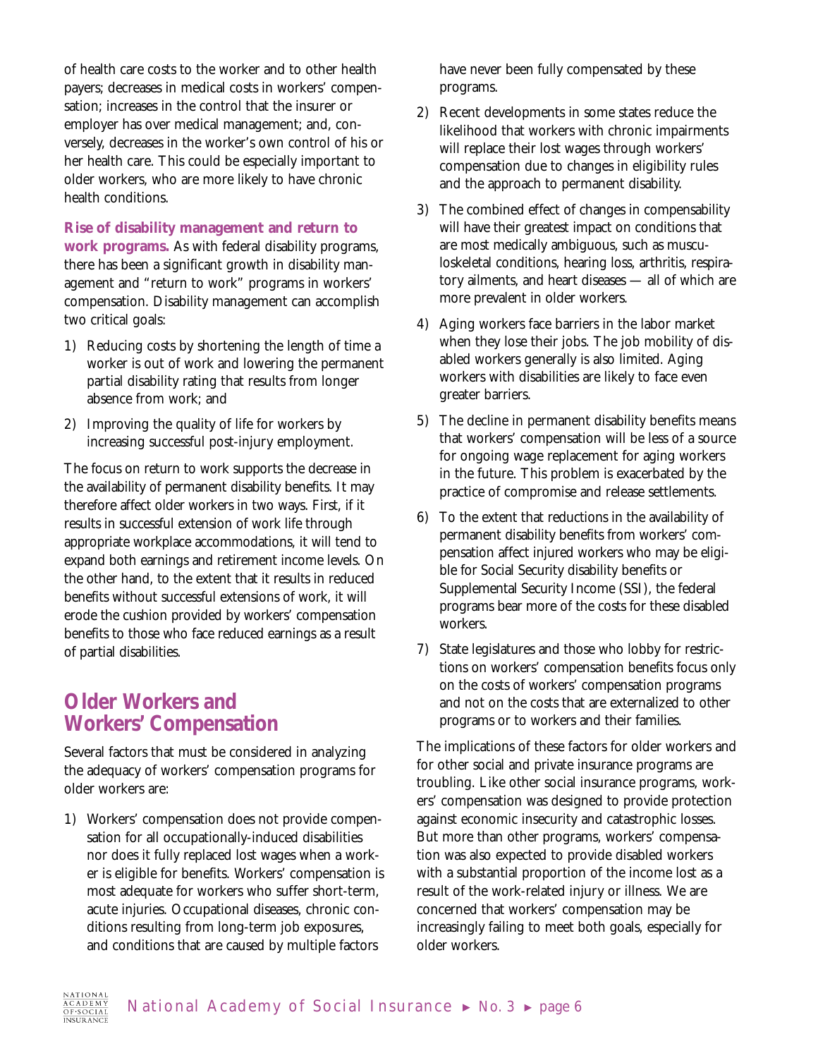of health care costs to the worker and to other health payers; decreases in medical costs in workers' compensation; increases in the control that the insurer or employer has over medical management; and, conversely, decreases in the worker's own control of his or her health care. This could be especially important to older workers, who are more likely to have chronic health conditions.

**Rise of disability management and return to work programs.** As with federal disability programs, there has been a significant growth in disability management and "return to work" programs in workers' compensation. Disability management can accomplish two critical goals:

1) Reducing costs by shortening the length of time a worker is out of work and lowering the permanent partial disability rating that results from longer absence from work; and
2) Improving the quality of life for workers by increasing successful post-injury employment.

The focus on return to work supports the decrease in the availability of permanent disability benefits. It may therefore affect older workers in two ways. First, if it results in successful extension of work life through appropriate workplace accommodations, it will tend to expand both earnings and retirement income levels. On the other hand, to the extent that it results in reduced benefits without successful extensions of work, it will erode the cushion provided by workers' compensation benefits to those who face reduced earnings as a result of partial disabilities.

## Older Workers and Workers' Compensation

Several factors that must be considered in analyzing the adequacy of workers' compensation programs for older workers are:

1) Workers' compensation does not provide compensation for all occupationally-induced disabilities nor does it fully replaced lost wages when a worker is eligible for benefits. Workers' compensation is most adequate for workers who suffer short-term, acute injuries. Occupational diseases, chronic conditions resulting from long-term job exposures, and conditions that are caused by multiple factors have never been fully compensated by these programs.
2) Recent developments in some states reduce the likelihood that workers with chronic impairments will replace their lost wages through workers' compensation due to changes in eligibility rules and the approach to permanent disability.
3) The combined effect of changes in compensability will have their greatest impact on conditions that are most medically ambiguous, such as musculoskeletal conditions, hearing loss, arthritis, respiratory ailments, and heart diseases — all of which are more prevalent in older workers.
4) Aging workers face barriers in the labor market when they lose their jobs. The job mobility of disabled workers generally is also limited. Aging workers with disabilities are likely to face even greater barriers.
5) The decline in permanent disability benefits means that workers' compensation will be less of a source for ongoing wage replacement for aging workers in the future. This problem is exacerbated by the practice of compromise and release settlements.
6) To the extent that reductions in the availability of permanent disability benefits from workers' compensation affect injured workers who may be eligible for Social Security disability benefits or Supplemental Security Income (SSI), the federal programs bear more of the costs for these disabled workers.
7) State legislatures and those who lobby for restrictions on workers' compensation benefits focus only on the costs of workers' compensation programs and not on the costs that are externalized to other programs or to workers and their families.

The implications of these factors for older workers and for other social and private insurance programs are troubling. Like other social insurance programs, workers' compensation was designed to provide protection against economic insecurity and catastrophic losses. But more than other programs, workers' compensation was also expected to provide disabled workers with a substantial proportion of the income lost as a result of the work-related injury or illness. We are concerned that workers' compensation may be increasingly failing to meet both goals, especially for older workers.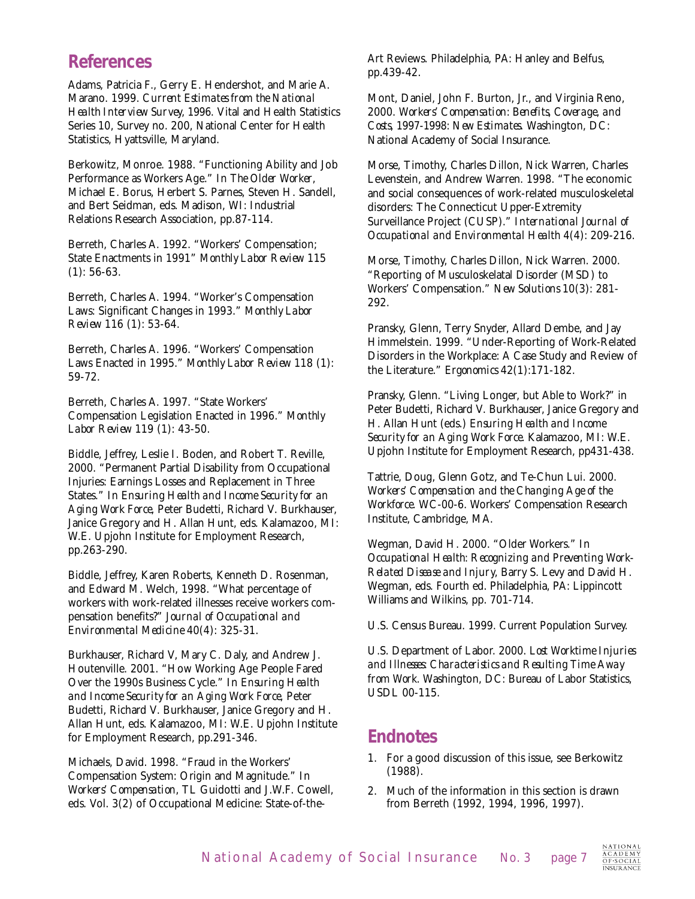## References

Adams, Patricia F., Gerry E. Hendershot, and Marie A. Marano. 1999. *Current Estimates from the National Health Interview Survey, 1996.* Vital and Health Statistics Series 10, Survey no. 200, National Center for Health Statistics, Hyattsville, Maryland.

Berkowitz, Monroe. 1988. "Functioning Ability and Job Performance as Workers Age." In *The Older Worker*, Michael E. Borus, Herbert S. Parnes, Steven H. Sandell, and Bert Seidman, eds. Madison, WI: Industrial Relations Research Association, pp.87-114.

Berreth, Charles A. 1992. "Workers' Compensation; State Enactments in 1991" *Monthly Labor Review* 115 (1): 56-63.

Berreth, Charles A. 1994. "Worker's Compensation Laws: Significant Changes in 1993." *Monthly Labor Review* 116 (1): 53-64.

Berreth, Charles A. 1996. "Workers' Compensation Laws Enacted in 1995." *Monthly Labor Review* 118 (1): 59-72.

Berreth, Charles A. 1997. "State Workers' Compensation Legislation Enacted in 1996." *Monthly Labor Review* 119 (1): 43-50.

Biddle, Jeffrey, Leslie I. Boden, and Robert T. Reville, 2000. "Permanent Partial Disability from Occupational Injuries: Earnings Losses and Replacement in Three States." In *Ensuring Health and Income Security for an Aging Work Force*, Peter Budetti, Richard V. Burkhauser, Janice Gregory and H. Allan Hunt, eds. Kalamazoo, MI: W.E. Upjohn Institute for Employment Research, pp.263-290.

Biddle, Jeffrey, Karen Roberts, Kenneth D. Rosenman, and Edward M. Welch, 1998. "What percentage of workers with work-related illnesses receive workers compensation benefits?" *Journal of Occupational and Environmental Medicine* 40(4): 325-31.

Burkhauser, Richard V, Mary C. Daly, and Andrew J. Houtenville. 2001. "How Working Age People Fared Over the 1990s Business Cycle." In *Ensuring Health and Income Security for an Aging Work Force*, Peter Budetti, Richard V. Burkhauser, Janice Gregory and H. Allan Hunt, eds. Kalamazoo, MI: W.E. Upjohn Institute for Employment Research, pp.291-346.

Michaels, David. 1998. "Fraud in the Workers' Compensation System: Origin and Magnitude." In *Workers' Compensation*, TL Guidotti and J.W.F. Cowell, eds. Vol. 3(2) of Occupational Medicine: State-of-the-Art Reviews. Philadelphia, PA: Hanley and Belfus, pp.439-42.

Mont, Daniel, John F. Burton, Jr., and Virginia Reno, 2000. *Workers' Compensation: Benefits, Coverage, and Costs, 1997-1998: New Estimates.* Washington, DC: National Academy of Social Insurance.

Morse, Timothy, Charles Dillon, Nick Warren, Charles Levenstein, and Andrew Warren. 1998. "The economic and social consequences of work-related musculoskeletal disorders: The Connecticut Upper-Extremity Surveillance Project (CUSP)." *International Journal of Occupational and Environmental Health* 4(4): 209-216.

Morse, Timothy, Charles Dillon, Nick Warren. 2000. "Reporting of Musculoskelatal Disorder (MSD) to Workers' Compensation." *New Solutions* 10(3): 281-292.

Pransky, Glenn, Terry Snyder, Allard Dembe, and Jay Himmelstein. 1999. "Under-Reporting of Work-Related Disorders in the Workplace: A Case Study and Review of the Literature." *Ergonomics* 42(1):171-182.

Pransky, Glenn. "Living Longer, but Able to Work?" in Peter Budetti, Richard V. Burkhauser, Janice Gregory and H. Allan Hunt (eds.) *Ensuring Health and Income Security for an Aging Work Force.* Kalamazoo, MI: W.E. Upjohn Institute for Employment Research, pp431-438.

Tattrie, Doug, Glenn Gotz, and Te-Chun Lui. 2000. *Workers' Compensation and the Changing Age of the Workforce.* WC-00-6. Workers' Compensation Research Institute, Cambridge, MA.

Wegman, David H. 2000. "Older Workers." In *Occupational Health: Recognizing and Preventing Work-Related Disease and Injury*, Barry S. Levy and David H. Wegman, eds. Fourth ed. Philadelphia, PA: Lippincott Williams and Wilkins, pp. 701-714.

U.S. Census Bureau. 1999. Current Population Survey.

U.S. Department of Labor. 2000. *Lost Worktime Injuries and Illnesses: Characteristics and Resulting Time Away from Work.* Washington, DC: Bureau of Labor Statistics, USDL 00-115.

## Endnotes

1. For a good discussion of this issue, see Berkowitz (1988).
2. Much of the information in this section is drawn from Berreth (1992, 1994, 1996, 1997).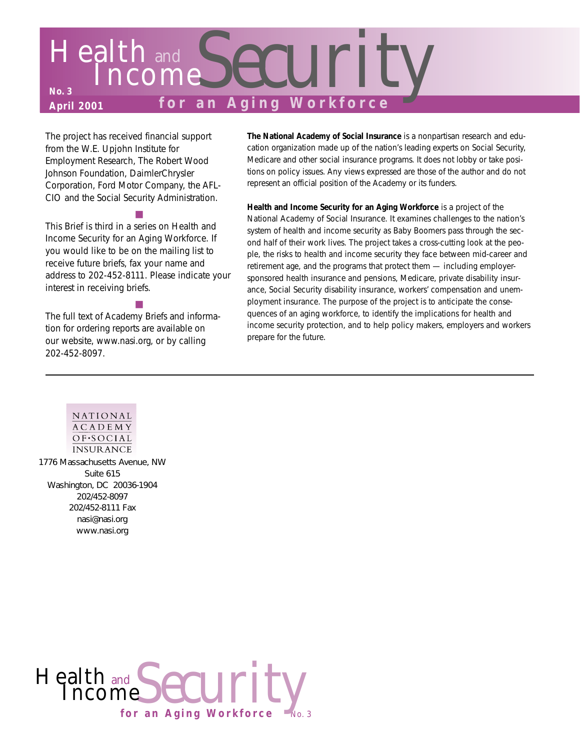# Health and Income Security for an Aging Workforce

**No. 3**
**April 2001**

The project has received financial support from the W.E. Upjohn Institute for Employment Research, The Robert Wood Johnson Foundation, DaimlerChrysler Corporation, Ford Motor Company, the AFL-CIO and the Social Security Administration.

This Brief is third in a series on Health and Income Security for an Aging Workforce. If you would like to be on the mailing list to receive future briefs, fax your name and address to 202-452-8111. Please indicate your interest in receiving briefs.

The full text of Academy Briefs and information for ordering reports are available on our website, www.nasi.org, or by calling 202-452-8097.

**The National Academy of Social Insurance** is a nonpartisan research and education organization made up of the nation's leading experts on Social Security, Medicare and other social insurance programs. It does not lobby or take positions on policy issues. Any views expressed are those of the author and do not represent an official position of the Academy or its funders.

**Health and Income Security for an Aging Workforce** is a project of the National Academy of Social Insurance. It examines challenges to the nation's system of health and income security as Baby Boomers pass through the second half of their work lives. The project takes a cross-cutting look at the people, the risks to health and income security they face between mid-career and retirement age, and the programs that protect them — including employer-sponsored health insurance and pensions, Medicare, private disability insurance, Social Security disability insurance, workers' compensation and unemployment insurance. The purpose of the project is to anticipate the consequences of an aging workforce, to identify the implications for health and income security protection, and to help policy makers, employers and workers prepare for the future.

---

NATIONAL ACADEMY OF·SOCIAL INSURANCE

1776 Massachusetts Avenue, NW
Suite 615
Washington, DC 20036-1904
202/452-8097
202/452-8111 Fax
nasi@nasi.org
www.nasi.org

Health and Income Security for an Aging Workforce No. 3